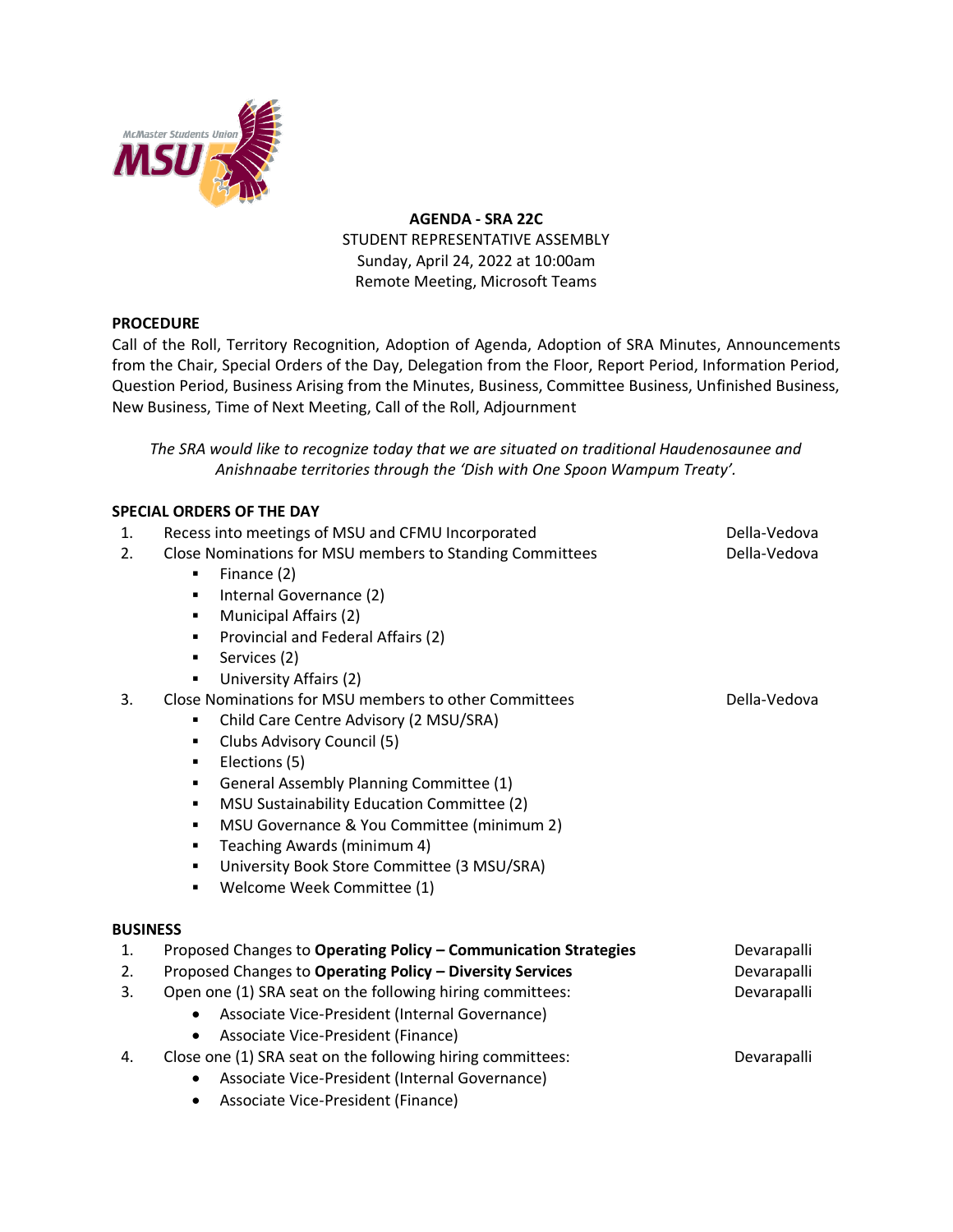**AGENDA - SRA 22C**

STUDENT REPRESENTATIVE ASSEMBLY
Sunday, April 24, 2022 at 10:00am
Remote Meeting, Microsoft Teams

**PROCEDURE**

Call of the Roll, Territory Recognition, Adoption of Agenda, Adoption of SRA Minutes, Announcements from the Chair, Special Orders of the Day, Delegation from the Floor, Report Period, Information Period, Question Period, Business Arising from the Minutes, Business, Committee Business, Unfinished Business, New Business, Time of Next Meeting, Call of the Roll, Adjournment

*The SRA would like to recognize today that we are situated on traditional Haudenosaunee and Anishnaabe territories through the 'Dish with One Spoon Wampum Treaty'.*

**SPECIAL ORDERS OF THE DAY**

1. Recess into meetings of MSU and CFMU Incorporated — Della-Vedova
2. Close Nominations for MSU members to Standing Committees — Della-Vedova
   - Finance (2)
   - Internal Governance (2)
   - Municipal Affairs (2)
   - Provincial and Federal Affairs (2)
   - Services (2)
   - University Affairs (2)
3. Close Nominations for MSU members to other Committees — Della-Vedova
   - Child Care Centre Advisory (2 MSU/SRA)
   - Clubs Advisory Council (5)
   - Elections (5)
   - General Assembly Planning Committee (1)
   - MSU Sustainability Education Committee (2)
   - MSU Governance & You Committee (minimum 2)
   - Teaching Awards (minimum 4)
   - University Book Store Committee (3 MSU/SRA)
   - Welcome Week Committee (1)

**BUSINESS**

1. Proposed Changes to **Operating Policy – Communication Strategies** — Devarapalli
2. Proposed Changes to **Operating Policy – Diversity Services** — Devarapalli
3. Open one (1) SRA seat on the following hiring committees: — Devarapalli
   - Associate Vice-President (Internal Governance)
   - Associate Vice-President (Finance)
4. Close one (1) SRA seat on the following hiring committees: — Devarapalli
   - Associate Vice-President (Internal Governance)
   - Associate Vice-President (Finance)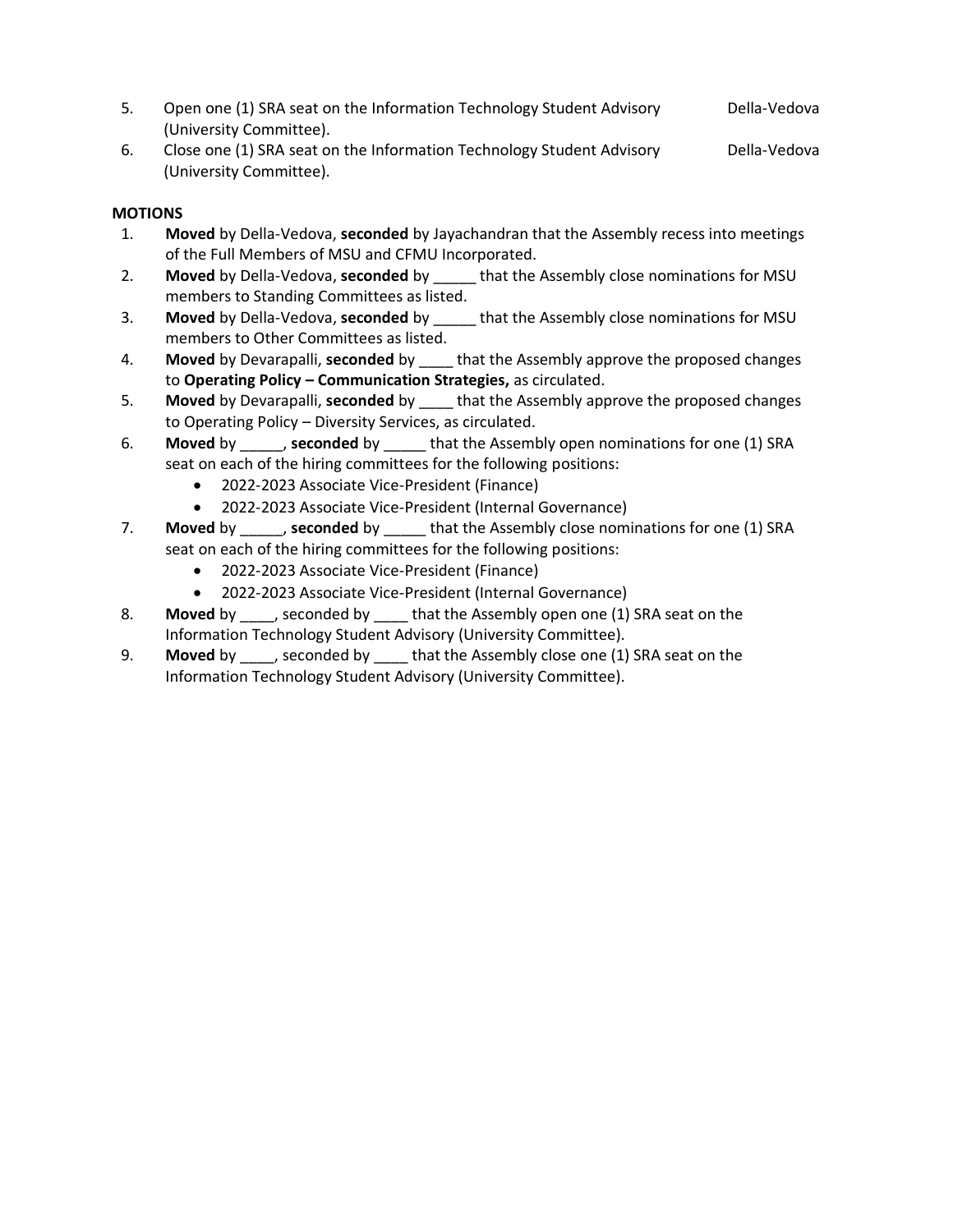5. Open one (1) SRA seat on the Information Technology Student Advisory (University Committee). — Della-Vedova
6. Close one (1) SRA seat on the Information Technology Student Advisory (University Committee). — Della-Vedova

**MOTIONS**

1. **Moved** by Della-Vedova, **seconded** by Jayachandran that the Assembly recess into meetings of the Full Members of MSU and CFMU Incorporated.
2. **Moved** by Della-Vedova, **seconded** by _____ that the Assembly close nominations for MSU members to Standing Committees as listed.
3. **Moved** by Della-Vedova, **seconded** by _____ that the Assembly close nominations for MSU members to Other Committees as listed.
4. **Moved** by Devarapalli, **seconded** by ____ that the Assembly approve the proposed changes to **Operating Policy – Communication Strategies,** as circulated.
5. **Moved** by Devarapalli, **seconded** by ____ that the Assembly approve the proposed changes to Operating Policy – Diversity Services, as circulated.
6. **Moved** by _____, **seconded** by _____ that the Assembly open nominations for one (1) SRA seat on each of the hiring committees for the following positions:
    - 2022-2023 Associate Vice-President (Finance)
    - 2022-2023 Associate Vice-President (Internal Governance)
7. **Moved** by _____, **seconded** by _____ that the Assembly close nominations for one (1) SRA seat on each of the hiring committees for the following positions:
    - 2022-2023 Associate Vice-President (Finance)
    - 2022-2023 Associate Vice-President (Internal Governance)
8. **Moved** by ____, seconded by ____ that the Assembly open one (1) SRA seat on the Information Technology Student Advisory (University Committee).
9. **Moved** by ____, seconded by ____ that the Assembly close one (1) SRA seat on the Information Technology Student Advisory (University Committee).